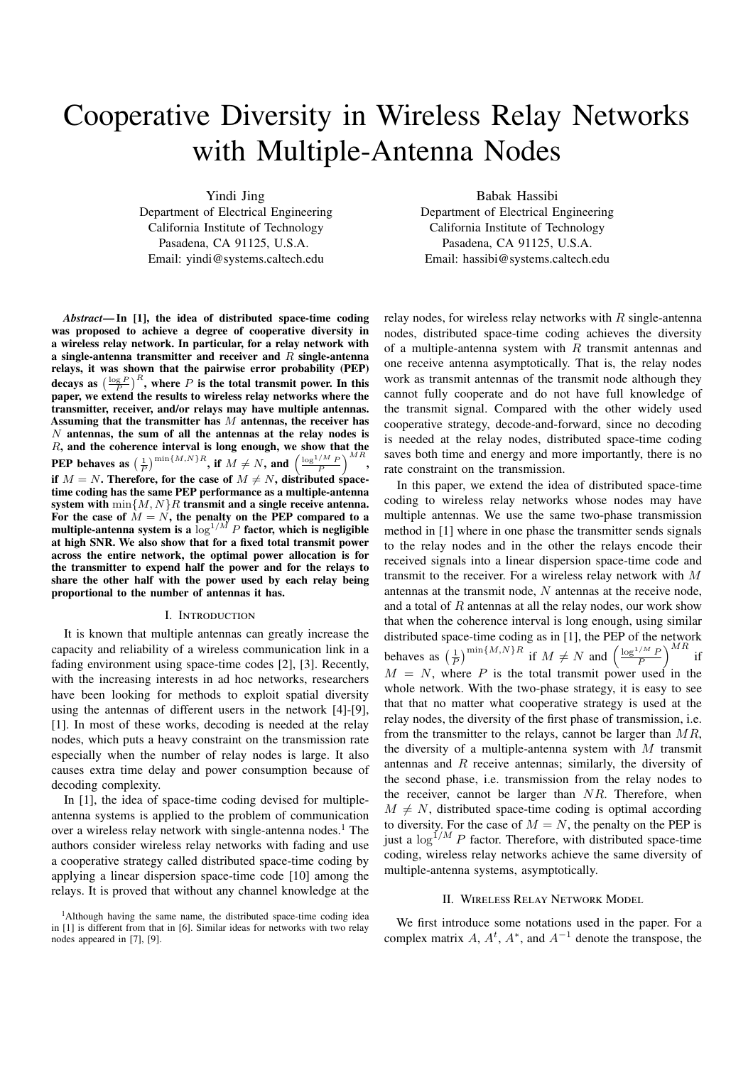# Cooperative Diversity in Wireless Relay Networks with Multiple-Antenna Nodes

Yindi Jing
Department of Electrical Engineering
California Institute of Technology
Pasadena, CA 91125, U.S.A.
Email: yindi@systems.caltech.edu

Babak Hassibi
Department of Electrical Engineering
California Institute of Technology
Pasadena, CA 91125, U.S.A.
Email: hassibi@systems.caltech.edu

***Abstract*— In [1], the idea of distributed space-time coding was proposed to achieve a degree of cooperative diversity in a wireless relay network. In particular, for a relay network with a single-antenna transmitter and receiver and $R$ single-antenna relays, it was shown that the pairwise error probability (PEP) decays as $\left(\frac{\log P}{P}\right)^R$, where $P$ is the total transmit power. In this paper, we extend the results to wireless relay networks where the transmitter, receiver, and/or relays may have multiple antennas. Assuming that the transmitter has $M$ antennas, the receiver has $N$ antennas, the sum of all the antennas at the relay nodes is $R$, and the coherence interval is long enough, we show that the PEP behaves as $\left(\frac{1}{P}\right)^{\min\{M,N\}R}$, if $M \neq N$, and $\left(\frac{\log^{1/M} P}{P}\right)^{MR}$, if $M = N$. Therefore, for the case of $M \neq N$, distributed space-time coding has the same PEP performance as a multiple-antenna system with $\min\{M,N\}R$ transmit and a single receive antenna. For the case of $M = N$, the penalty on the PEP compared to a multiple-antenna system is a $\log^{1/M} P$ factor, which is negligible at high SNR. We also show that for a fixed total transmit power across the entire network, the optimal power allocation is for the transmitter to expend half the power and for the relays to share the other half with the power used by each relay being proportional to the number of antennas it has.**

## I. Introduction

It is known that multiple antennas can greatly increase the capacity and reliability of a wireless communication link in a fading environment using space-time codes [2], [3]. Recently, with the increasing interests in ad hoc networks, researchers have been looking for methods to exploit spatial diversity using the antennas of different users in the network [4]-[9], [1]. In most of these works, decoding is needed at the relay nodes, which puts a heavy constraint on the transmission rate especially when the number of relay nodes is large. It also causes extra time delay and power consumption because of decoding complexity.

In [1], the idea of space-time coding devised for multiple-antenna systems is applied to the problem of communication over a wireless relay network with single-antenna nodes.[1] The authors consider wireless relay networks with fading and use a cooperative strategy called distributed space-time coding by applying a linear dispersion space-time code [10] among the relays. It is proved that without any channel knowledge at the relay nodes, for wireless relay networks with $R$ single-antenna nodes, distributed space-time coding achieves the diversity of a multiple-antenna system with $R$ transmit antennas and one receive antenna asymptotically. That is, the relay nodes work as transmit antennas of the transmit node although they cannot fully cooperate and do not have full knowledge of the transmit signal. Compared with the other widely used cooperative strategy, decode-and-forward, since no decoding is needed at the relay nodes, distributed space-time coding saves both time and energy and more importantly, there is no rate constraint on the transmission.

In this paper, we extend the idea of distributed space-time coding to wireless relay networks whose nodes may have multiple antennas. We use the same two-phase transmission method in [1] where in one phase the transmitter sends signals to the relay nodes and in the other the relays encode their received signals into a linear dispersion space-time code and transmit to the receiver. For a wireless relay network with $M$ antennas at the transmit node, $N$ antennas at the receive node, and a total of $R$ antennas at all the relay nodes, our work show that when the coherence interval is long enough, using similar distributed space-time coding as in [1], the PEP of the network behaves as $\left(\frac{1}{P}\right)^{\min\{M,N\}R}$ if $M \neq N$ and $\left(\frac{\log^{1/M} P}{P}\right)^{MR}$ if $M = N$, where $P$ is the total transmit power used in the whole network. With the two-phase strategy, it is easy to see that that no matter what cooperative strategy is used at the relay nodes, the diversity of the first phase of transmission, i.e. from the transmitter to the relays, cannot be larger than $MR$, the diversity of a multiple-antenna system with $M$ transmit antennas and $R$ receive antennas; similarly, the diversity of the second phase, i.e. transmission from the relay nodes to the receiver, cannot be larger than $NR$. Therefore, when $M \neq N$, distributed space-time coding is optimal according to diversity. For the case of $M = N$, the penalty on the PEP is just a $\log^{1/M} P$ factor. Therefore, with distributed space-time coding, wireless relay networks achieve the same diversity of multiple-antenna systems, asymptotically.

## II. Wireless Relay Network Model

We first introduce some notations used in the paper. For a complex matrix $A$, $A^t$, $A^*$, and $A^{-1}$ denote the transpose, the

[1] Although having the same name, the distributed space-time coding idea in [1] is different from that in [6]. Similar ideas for networks with two relay nodes appeared in [7], [9].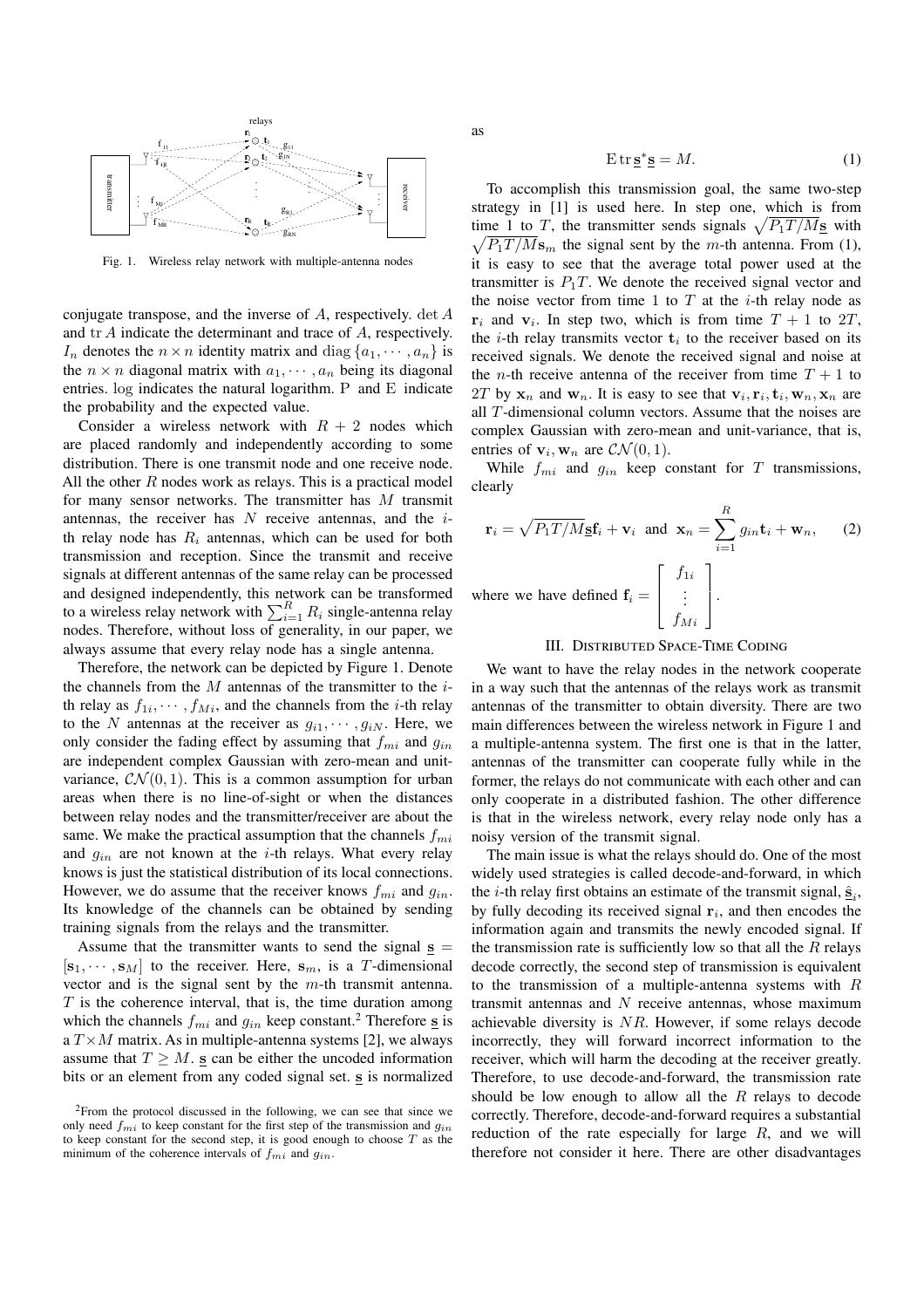Fig. 1. Wireless relay network with multiple-antenna nodes

conjugate transpose, and the inverse of $A$, respectively. $\det A$ and $\operatorname{tr} A$ indicate the determinant and trace of $A$, respectively. $I_n$ denotes the $n \times n$ identity matrix and $\operatorname{diag}\{a_1, \cdots, a_n\}$ is the $n \times n$ diagonal matrix with $a_1, \cdots, a_n$ being its diagonal entries. log indicates the natural logarithm. P and E indicate the probability and the expected value.

Consider a wireless network with $R+2$ nodes which are placed randomly and independently according to some distribution. There is one transmit node and one receive node. All the other $R$ nodes work as relays. This is a practical model for many sensor networks. The transmitter has $M$ transmit antennas, the receiver has $N$ receive antennas, and the $i$-th relay node has $R_i$ antennas, which can be used for both transmission and reception. Since the transmit and receive signals at different antennas of the same relay can be processed and designed independently, this network can be transformed to a wireless relay network with $\sum_{i=1}^{R} R_i$ single-antenna relay nodes. Therefore, without loss of generality, in our paper, we always assume that every relay node has a single antenna.

Therefore, the network can be depicted by Figure 1. Denote the channels from the $M$ antennas of the transmitter to the $i$-th relay as $f_{1i}, \cdots, f_{Mi}$, and the channels from the $i$-th relay to the $N$ antennas at the receiver as $g_{i1}, \cdots, g_{iN}$. Here, we only consider the fading effect by assuming that $f_{mi}$ and $g_{in}$ are independent complex Gaussian with zero-mean and unit-variance, $\mathcal{CN}(0,1)$. This is a common assumption for urban areas when there is no line-of-sight or when the distances between relay nodes and the transmitter/receiver are about the same. We make the practical assumption that the channels $f_{mi}$ and $g_{in}$ are not known at the $i$-th relays. What every relay knows is just the statistical distribution of its local connections. However, we do assume that the receiver knows $f_{mi}$ and $g_{in}$. Its knowledge of the channels can be obtained by sending training signals from the relays and the transmitter.

Assume that the transmitter wants to send the signal $\underline{\mathbf{s}} = [\mathbf{s}_1, \cdots, \mathbf{s}_M]$ to the receiver. Here, $\mathbf{s}_m$, is a $T$-dimensional vector and is the signal sent by the $m$-th transmit antenna. $T$ is the coherence interval, that is, the time duration among which the channels $f_{mi}$ and $g_{in}$ keep constant.[2] Therefore $\underline{\mathbf{s}}$ is a $T \times M$ matrix. As in multiple-antenna systems [2], we always assume that $T \geq M$. $\underline{\mathbf{s}}$ can be either the uncoded information bits or an element from any coded signal set. $\underline{\mathbf{s}}$ is normalized as

$$\operatorname{E} \operatorname{tr} \underline{\mathbf{s}}^* \underline{\mathbf{s}} = M. \tag{1}$$

To accomplish this transmission goal, the same two-step strategy in [1] is used here. In step one, which is from time 1 to $T$, the transmitter sends signals $\sqrt{P_1 T/M}\underline{\mathbf{s}}$ with $\sqrt{P_1 T/M}\mathbf{s}_m$ the signal sent by the $m$-th antenna. From (1), it is easy to see that the average total power used at the transmitter is $P_1 T$. We denote the received signal vector and the noise vector from time 1 to $T$ at the $i$-th relay node as $\mathbf{r}_i$ and $\mathbf{v}_i$. In step two, which is from time $T+1$ to $2T$, the $i$-th relay transmits vector $\mathbf{t}_i$ to the receiver based on its received signals. We denote the received signal and noise at the $n$-th receive antenna of the receiver from time $T+1$ to $2T$ by $\mathbf{x}_n$ and $\mathbf{w}_n$. It is easy to see that $\mathbf{v}_i, \mathbf{r}_i, \mathbf{t}_i, \mathbf{w}_n, \mathbf{x}_n$ are all $T$-dimensional column vectors. Assume that the noises are complex Gaussian with zero-mean and unit-variance, that is, entries of $\mathbf{v}_i, \mathbf{w}_n$ are $\mathcal{CN}(0,1)$.

While $f_{mi}$ and $g_{in}$ keep constant for $T$ transmissions, clearly

$$\mathbf{r}_i = \sqrt{P_1 T/M}\underline{\mathbf{s}}\mathbf{f}_i + \mathbf{v}_i \quad \text{and} \quad \mathbf{x}_n = \sum_{i=1}^{R} g_{in}\mathbf{t}_i + \mathbf{w}_n, \tag{2}$$

where we have defined $\mathbf{f}_i = \begin{bmatrix} f_{1i} \\ \vdots \\ f_{Mi} \end{bmatrix}$.

## III. Distributed Space-Time Coding

We want to have the relay nodes in the network cooperate in a way such that the antennas of the relays work as transmit antennas of the transmitter to obtain diversity. There are two main differences between the wireless network in Figure 1 and a multiple-antenna system. The first one is that in the latter, antennas of the transmitter can cooperate fully while in the former, the relays do not communicate with each other and can only cooperate in a distributed fashion. The other difference is that in the wireless network, every relay node only has a noisy version of the transmit signal.

The main issue is what the relays should do. One of the most widely used strategies is called decode-and-forward, in which the $i$-th relay first obtains an estimate of the transmit signal, $\hat{\underline{\mathbf{s}}}_i$, by fully decoding its received signal $\mathbf{r}_i$, and then encodes the information again and transmits the newly encoded signal. If the transmission rate is sufficiently low so that all the $R$ relays decode correctly, the second step of transmission is equivalent to the transmission of a multiple-antenna systems with $R$ transmit antennas and $N$ receive antennas, whose maximum achievable diversity is $NR$. However, if some relays decode incorrectly, they will forward incorrect information to the receiver, which will harm the decoding at the receiver greatly. Therefore, to use decode-and-forward, the transmission rate should be low enough to allow all the $R$ relays to decode correctly. Therefore, decode-and-forward requires a substantial reduction of the rate especially for large $R$, and we will therefore not consider it here. There are other disadvantages

[2] From the protocol discussed in the following, we can see that since we only need $f_{mi}$ to keep constant for the first step of the transmission and $g_{in}$ to keep constant for the second step, it is good enough to choose $T$ as the minimum of the coherence intervals of $f_{mi}$ and $g_{in}$.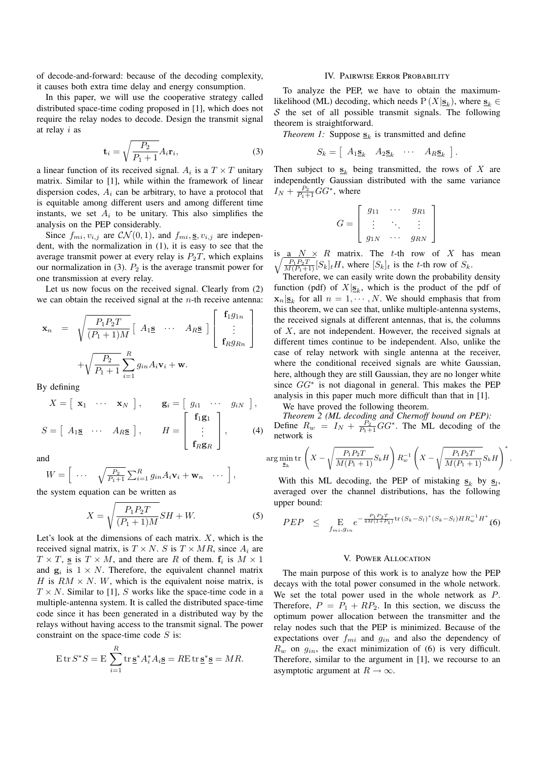of decode-and-forward: because of the decoding complexity, it causes both extra time delay and energy consumption.

In this paper, we will use the cooperative strategy called distributed space-time coding proposed in [1], which does not require the relay nodes to decode. Design the transmit signal at relay $i$ as

$$\mathbf{t}_i = \sqrt{\frac{P_2}{P_1+1}} A_i \mathbf{r}_i, \tag{3}$$

a linear function of its received signal. $A_i$ is a $T \times T$ unitary matrix. Similar to [1], while within the framework of linear dispersion codes, $A_i$ can be arbitrary, to have a protocol that is equitable among different users and among different time instants, we set $A_i$ to be unitary. This also simplifies the analysis on the PEP considerably.

Since $f_{mi}, v_{i,j}$ are $\mathcal{CN}(0,1)$, and $f_{mi}, \underline{\mathbf{s}}, v_{i,j}$ are independent, with the normalization in (1), it is easy to see that the average transmit power at every relay is $P_2 T$, which explains our normalization in (3). $P_2$ is the average transmit power for one transmission at every relay.

Let us now focus on the received signal. Clearly from (2) we can obtain the received signal at the $n$-th receive antenna:

$$\mathbf{x}_n = \sqrt{\frac{P_1 P_2 T}{(P_1+1)M}} \begin{bmatrix} A_1\underline{\mathbf{s}} & \cdots & A_R\underline{\mathbf{s}} \end{bmatrix} \begin{bmatrix} \mathbf{f}_1 g_{1n} \\ \vdots \\ \mathbf{f}_R g_{Rn} \end{bmatrix} + \sqrt{\frac{P_2}{P_1+1}} \sum_{i=1}^{R} g_{in} A_i \mathbf{v}_i + \mathbf{w}.$$

By defining

$$X = \begin{bmatrix} \mathbf{x}_1 & \cdots & \mathbf{x}_N \end{bmatrix}, \qquad \mathbf{g}_i = \begin{bmatrix} g_{i1} & \cdots & g_{iN} \end{bmatrix},$$

$$S = \begin{bmatrix} A_1\underline{\mathbf{s}} & \cdots & A_R\underline{\mathbf{s}} \end{bmatrix}, \qquad H = \begin{bmatrix} \mathbf{f}_1 \mathbf{g}_1 \\ \vdots \\ \mathbf{f}_R \mathbf{g}_R \end{bmatrix}, \tag{4}$$

and

$$W = \begin{bmatrix} \cdots & \sqrt{\frac{P_2}{P_1+1}} \sum_{i=1}^{R} g_{in} A_i \mathbf{v}_i + \mathbf{w}_n & \cdots \end{bmatrix},$$

the system equation can be written as

$$X = \sqrt{\frac{P_1 P_2 T}{(P_1+1)M}} S H + W. \tag{5}$$

Let's look at the dimensions of each matrix. $X$, which is the received signal matrix, is $T \times N$. $S$ is $T \times MR$, since $A_i$ are $T \times T$, $\underline{\mathbf{s}}$ is $T \times M$, and there are $R$ of them. $\mathbf{f}_i$ is $M \times 1$ and $\mathbf{g}_i$ is $1 \times N$. Therefore, the equivalent channel matrix $H$ is $RM \times N$. $W$, which is the equivalent noise matrix, is $T \times N$. Similar to [1], $S$ works like the space-time code in a multiple-antenna system. It is called the distributed space-time code since it has been generated in a distributed way by the relays without having access to the transmit signal. The power constraint on the space-time code $S$ is:

$$\operatorname{E} \operatorname{tr} S^* S = \operatorname{E} \sum_{i=1}^{R} \operatorname{tr} \underline{\mathbf{s}}^* A_i^* A_i \underline{\mathbf{s}} = R \operatorname{E} \operatorname{tr} \underline{\mathbf{s}}^* \underline{\mathbf{s}} = MR.$$

## IV. Pairwise Error Probability

To analyze the PEP, we have to obtain the maximum-likelihood (ML) decoding, which needs $\operatorname{P}(X|\underline{\mathbf{s}}_k)$, where $\underline{\mathbf{s}}_k \in \mathcal{S}$ the set of all possible transmit signals. The following theorem is straightforward.

*Theorem 1:* Suppose $\underline{\mathbf{s}}_k$ is transmitted and define

$$S_k = \begin{bmatrix} A_1\underline{\mathbf{s}}_k & A_2\underline{\mathbf{s}}_k & \cdots & A_R\underline{\mathbf{s}}_k \end{bmatrix}.$$

Then subject to $\underline{\mathbf{s}}_k$ being transmitted, the rows of $X$ are independently Gaussian distributed with the same variance $I_N + \frac{P_2}{P_1+1} G G^*$, where

$$G = \begin{bmatrix} g_{11} & \cdots & g_{R1} \\ \vdots & \ddots & \vdots \\ g_{1N} & \cdots & g_{RN} \end{bmatrix}$$

is a $N \times R$ matrix. The $t$-th row of $X$ has mean $\sqrt{\frac{P_1 P_2 T}{M(P_1+1)}} [S_k]_t H$, where $[S_k]_t$ is the $t$-th row of $S_k$.

Therefore, we can easily write down the probability density function (pdf) of $X|\underline{\mathbf{s}}_k$, which is the product of the pdf of $\mathbf{x}_n|\underline{\mathbf{s}}_k$ for all $n = 1, \cdots, N$. We should emphasis that from this theorem, we can see that, unlike multiple-antenna systems, the received signals at different antennas, that is, the columns of $X$, are not independent. However, the received signals at different times continue to be independent. Also, unlike the case of relay network with single antenna at the receiver, where the conditional received signals are white Gaussian, here, although they are still Gaussian, they are no longer white since $GG^*$ is not diagonal in general. This makes the PEP analysis in this paper much more difficult than that in [1].

We have proved the following theorem.

*Theorem 2 (ML decoding and Chernoff bound on PEP):* Define $R_w = I_N + \frac{P_2}{P_1+1} G G^*$. The ML decoding of the network is

$$\arg\min_{\underline{\mathbf{s}}_k} \operatorname{tr} \left( X - \sqrt{\frac{P_1 P_2 T}{M(P_1+1)}} S_k H \right) R_w^{-1} \left( X - \sqrt{\frac{P_1 P_2 T}{M(P_1+1)}} S_k H \right)^*.$$

With this ML decoding, the PEP of mistaking $\underline{\mathbf{s}}_k$ by $\underline{\mathbf{s}}_l$, averaged over the channel distributions, has the following upper bound:

$$PEP \leq \operatorname*{E}_{f_{mi}, g_{in}} e^{-\frac{P_1 P_2 T}{4M(1+P_1)} \operatorname{tr}(S_k - S_l)^*(S_k - S_l) H R_w^{-1} H^*} \tag{6}$$

## V. Power Allocation

The main purpose of this work is to analyze how the PEP decays with the total power consumed in the whole network. We set the total power used in the whole network as $P$. Therefore, $P = P_1 + RP_2$. In this section, we discuss the optimum power allocation between the transmitter and the relay nodes such that the PEP is minimized. Because of the expectations over $f_{mi}$ and $g_{in}$ and also the dependency of $R_w$ on $g_{in}$, the exact minimization of (6) is very difficult. Therefore, similar to the argument in [1], we recourse to an asymptotic argument at $R \to \infty$.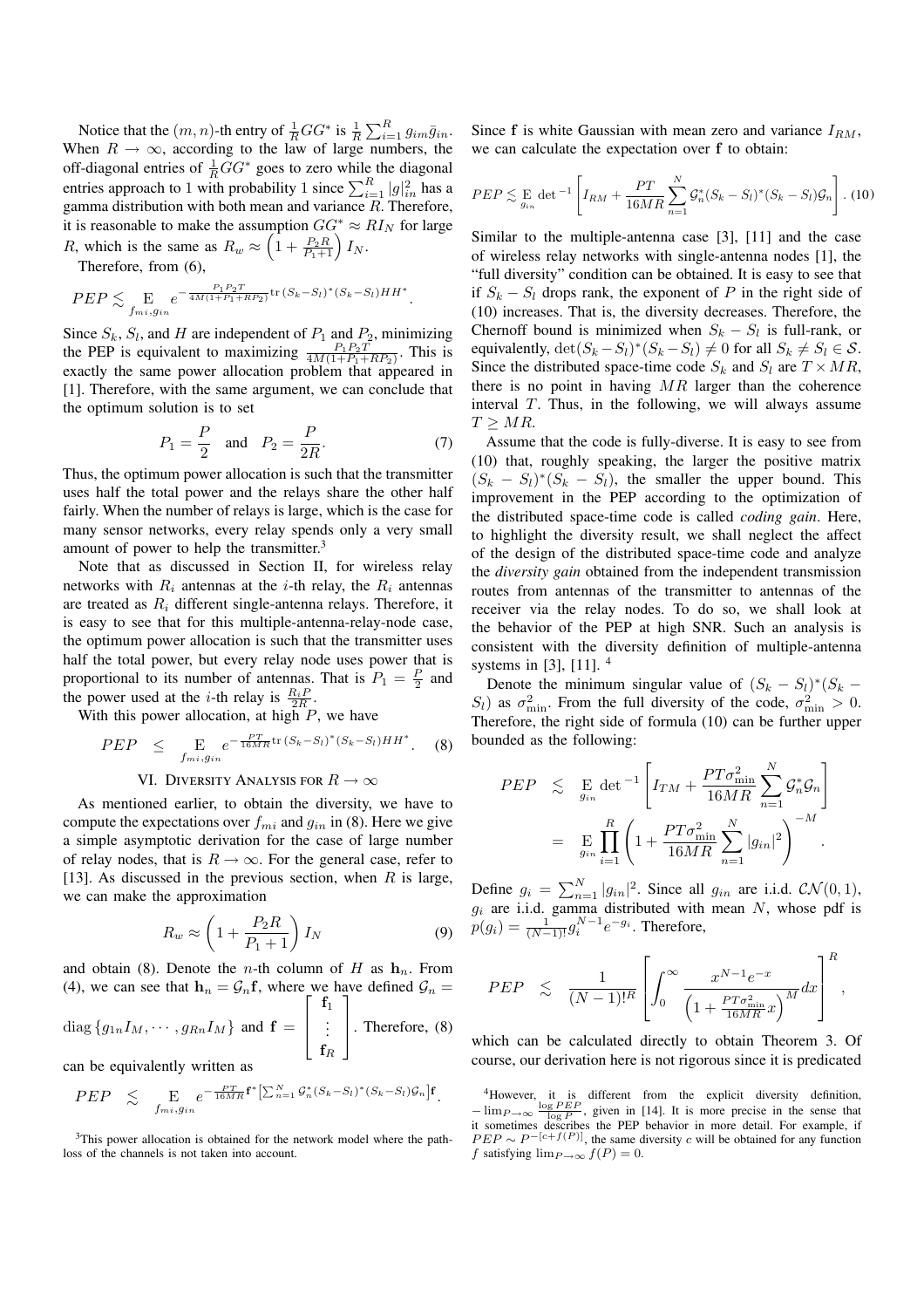Notice that the $(m, n)$-th entry of $\frac{1}{R}GG^*$ is $\frac{1}{R}\sum_{i=1}^R g_{im}\bar{g}_{in}$. When $R \to \infty$, according to the law of large numbers, the off-diagonal entries of $\frac{1}{R}GG^*$ goes to zero while the diagonal entries approach to 1 with probability 1 since $\sum_{i=1}^R |g|_{in}^2$ has a gamma distribution with both mean and variance $R$. Therefore, it is reasonable to make the assumption $GG^* \approx RI_N$ for large $R$, which is the same as $R_w \approx \left(1 + \frac{P_2 R}{P_1+1}\right) I_N$.

Therefore, from (6),

$$PEP \lesssim \underset{f_{mi}, g_{in}}{\mathrm{E}} e^{-\frac{P_1 P_2 T}{4M(1+P_1+RP_2)} \mathrm{tr}\,(S_k - S_l)^*(S_k - S_l)HH^*}.$$

Since $S_k$, $S_l$, and $H$ are independent of $P_1$ and $P_2$, minimizing the PEP is equivalent to maximizing $\frac{P_1 P_2 T}{4M(1+P_1+RP_2)}$. This is exactly the same power allocation problem that appeared in [1]. Therefore, with the same argument, we can conclude that the optimum solution is to set

$$P_1 = \frac{P}{2} \quad \text{and} \quad P_2 = \frac{P}{2R}. \tag{7}$$

Thus, the optimum power allocation is such that the transmitter uses half the total power and the relays share the other half fairly. When the number of relays is large, which is the case for many sensor networks, every relay spends only a very small amount of power to help the transmitter.[3]

Note that as discussed in Section II, for wireless relay networks with $R_i$ antennas at the $i$-th relay, the $R_i$ antennas are treated as $R_i$ different single-antenna relays. Therefore, it is easy to see that for this multiple-antenna-relay-node case, the optimum power allocation is such that the transmitter uses half the total power, but every relay node uses power that is proportional to its number of antennas. That is $P_1 = \frac{P}{2}$ and the power used at the $i$-th relay is $\frac{R_i P}{2R}$.

With this power allocation, at high $P$, we have

$$PEP \leq \underset{f_{mi}, g_{in}}{\mathrm{E}} e^{-\frac{PT}{16MR} \mathrm{tr}\,(S_k - S_l)^*(S_k - S_l)HH^*}. \tag{8}$$

## VI. Diversity Analysis for $R \to \infty$

As mentioned earlier, to obtain the diversity, we have to compute the expectations over $f_{mi}$ and $g_{in}$ in (8). Here we give a simple asymptotic derivation for the case of large number of relay nodes, that is $R \to \infty$. For the general case, refer to [13]. As discussed in the previous section, when $R$ is large, we can make the approximation

$$R_w \approx \left(1 + \frac{P_2 R}{P_1 + 1}\right) I_N \tag{9}$$

and obtain (8). Denote the $n$-th column of $H$ as $\mathbf{h}_n$. From (4), we can see that $\mathbf{h}_n = \mathcal{G}_n \mathbf{f}$, where we have defined $\mathcal{G}_n = \mathrm{diag}\{g_{1n} I_M, \cdots, g_{Rn} I_M\}$ and $\mathbf{f} = \begin{bmatrix} \mathbf{f}_1 \\ \vdots \\ \mathbf{f}_R \end{bmatrix}$. Therefore, (8) can be equivalently written as

$$PEP \lesssim \underset{f_{mi}, g_{in}}{\mathrm{E}} e^{-\frac{PT}{16MR}\mathbf{f}^*\left[\sum_{n=1}^N \mathcal{G}_n^*(S_k - S_l)^*(S_k - S_l)\mathcal{G}_n\right]\mathbf{f}}.$$

Since $\mathbf{f}$ is white Gaussian with mean zero and variance $I_{RM}$, we can calculate the expectation over $\mathbf{f}$ to obtain:

$$PEP \lesssim \underset{g_{in}}{\mathrm{E}} \det{}^{-1}\left[I_{RM} + \frac{PT}{16MR}\sum_{n=1}^N \mathcal{G}_n^*(S_k - S_l)^*(S_k - S_l)\mathcal{G}_n\right]. \tag{10}$$

Similar to the multiple-antenna case [3], [11] and the case of wireless relay networks with single-antenna nodes [1], the "full diversity" condition can be obtained. It is easy to see that if $S_k - S_l$ drops rank, the exponent of $P$ in the right side of (10) increases. That is, the diversity decreases. Therefore, the Chernoff bound is minimized when $S_k - S_l$ is full-rank, or equivalently, $\det(S_k - S_l)^*(S_k - S_l) \neq 0$ for all $S_k \neq S_l \in \mathcal{S}$. Since the distributed space-time code $S_k$ and $S_l$ are $T \times MR$, there is no point in having $MR$ larger than the coherence interval $T$. Thus, in the following, we will always assume $T \geq MR$.

Assume that the code is fully-diverse. It is easy to see from (10) that, roughly speaking, the larger the positive matrix $(S_k - S_l)^*(S_k - S_l)$, the smaller the upper bound. This improvement in the PEP according to the optimization of the distributed space-time code is called *coding gain*. Here, to highlight the diversity result, we shall neglect the affect of the design of the distributed space-time code and analyze the *diversity gain* obtained from the independent transmission routes from antennas of the transmitter to antennas of the receiver via the relay nodes. To do so, we shall look at the behavior of the PEP at high SNR. Such an analysis is consistent with the diversity definition of multiple-antenna systems in [3], [11]. [4]

Denote the minimum singular value of $(S_k - S_l)^*(S_k - S_l)$ as $\sigma_{\min}^2$. From the full diversity of the code, $\sigma_{\min}^2 > 0$. Therefore, the right side of formula (10) can be further upper bounded as the following:

$$\begin{aligned} PEP &\lesssim \underset{g_{in}}{\mathrm{E}} \det{}^{-1}\left[I_{TM} + \frac{PT\sigma_{\min}^2}{16MR}\sum_{n=1}^N \mathcal{G}_n^* \mathcal{G}_n\right] \\ &= \underset{g_{in}}{\mathrm{E}} \prod_{i=1}^R \left(1 + \frac{PT\sigma_{\min}^2}{16MR}\sum_{n=1}^N |g_{in}|^2\right)^{-M}. \end{aligned}$$

Define $g_i = \sum_{n=1}^N |g_{in}|^2$. Since all $g_{in}$ are i.i.d. $\mathcal{CN}(0,1)$, $g_i$ are i.i.d. gamma distributed with mean $N$, whose pdf is $p(g_i) = \frac{1}{(N-1)!} g_i^{N-1} e^{-g_i}$. Therefore,

$$PEP \lesssim \frac{1}{(N-1)!^R}\left[\int_0^\infty \frac{x^{N-1}e^{-x}}{\left(1 + \frac{PT\sigma_{\min}^2}{16MR}x\right)^M} dx\right]^R,$$

which can be calculated directly to obtain Theorem 3. Of course, our derivation here is not rigorous since it is predicated

[3]This power allocation is obtained for the network model where the path-loss of the channels is not taken into account.

[4]However, it is different from the explicit diversity definition, $-\lim_{P\to\infty} \frac{\log PEP}{\log P}$, given in [14]. It is more precise in the sense that it sometimes describes the PEP behavior in more detail. For example, if $PEP \sim P^{-[c+f(P)]}$, the same diversity $c$ will be obtained for any function $f$ satisfying $\lim_{P\to\infty} f(P) = 0$.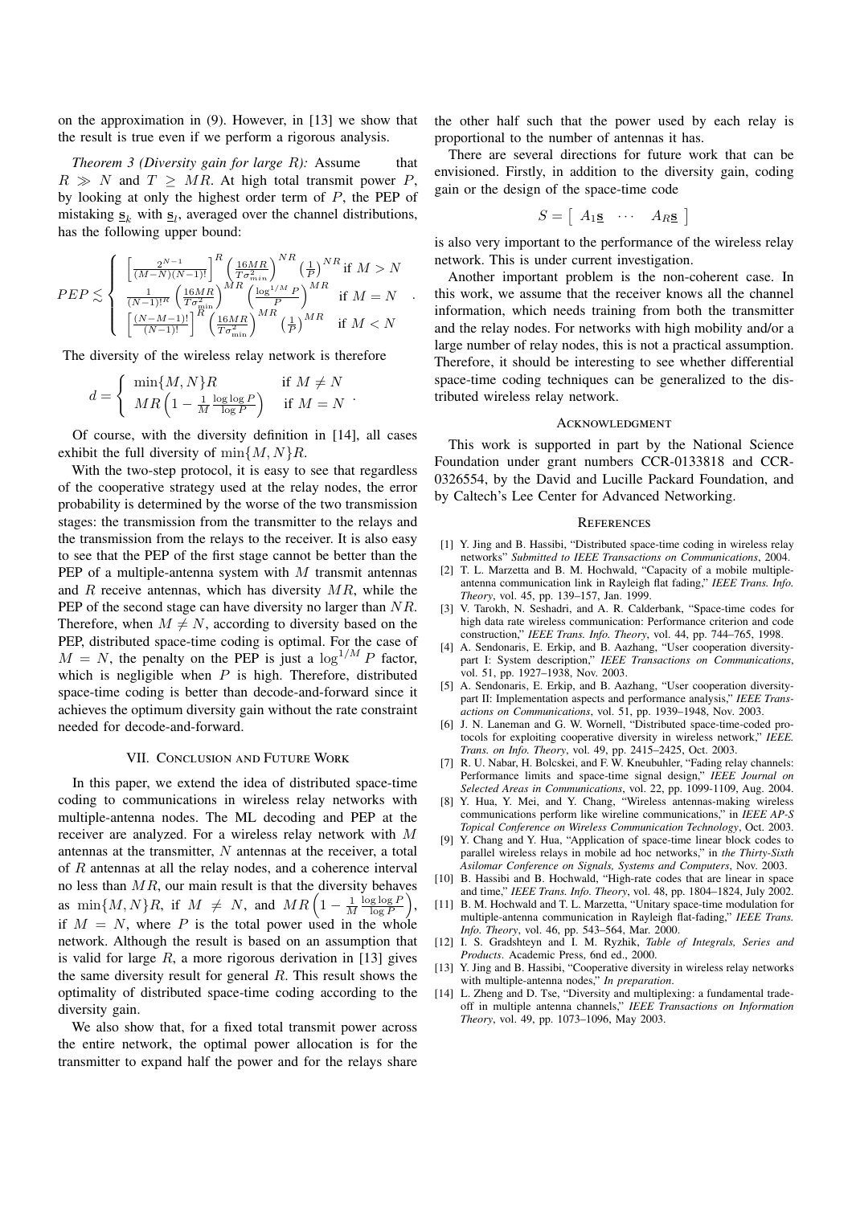on the approximation in (9). However, in [13] we show that the result is true even if we perform a rigorous analysis.

*Theorem 3 (Diversity gain for large $R$):* Assume that $R \gg N$ and $T \geq MR$. At high total transmit power $P$, by looking at only the highest order term of $P$, the PEP of mistaking $\underline{\mathbf{s}}_k$ with $\underline{\mathbf{s}}_l$, averaged over the channel distributions, has the following upper bound:

$$
PEP \lesssim \begin{cases} \left[\frac{2^{N-1}}{(M-N)(N-1)!}\right]^R \left(\frac{16MR}{T\sigma_{min}^2}\right)^{NR} \left(\frac{1}{P}\right)^{NR} & \text{if } M > N \\ \frac{1}{(N-1)!^R} \left(\frac{16MR}{T\sigma_{\min}^2}\right)^{MR} \left(\frac{\log^{1/M} P}{P}\right)^{MR} & \text{if } M = N \\ \left[\frac{(N-M-1)!}{(N-1)!}\right]^R \left(\frac{16MR}{T\sigma_{\min}^2}\right)^{MR} \left(\frac{1}{P}\right)^{MR} & \text{if } M < N \end{cases}.
$$

The diversity of the wireless relay network is therefore

$$
d = \begin{cases} \min\{M, N\}R & \text{if } M \neq N \\ MR\left(1 - \frac{1}{M}\frac{\log\log P}{\log P}\right) & \text{if } M = N \end{cases}.
$$

Of course, with the diversity definition in [14], all cases exhibit the full diversity of $\min\{M, N\}R$.

With the two-step protocol, it is easy to see that regardless of the cooperative strategy used at the relay nodes, the error probability is determined by the worse of the two transmission stages: the transmission from the transmitter to the relays and the transmission from the relays to the receiver. It is also easy to see that the PEP of the first stage cannot be better than the PEP of a multiple-antenna system with $M$ transmit antennas and $R$ receive antennas, which has diversity $MR$, while the PEP of the second stage can have diversity no larger than $NR$. Therefore, when $M \neq N$, according to diversity based on the PEP, distributed space-time coding is optimal. For the case of $M = N$, the penalty on the PEP is just a $\log^{1/M} P$ factor, which is negligible when $P$ is high. Therefore, distributed space-time coding is better than decode-and-forward since it achieves the optimum diversity gain without the rate constraint needed for decode-and-forward.

## VII. Conclusion and Future Work

In this paper, we extend the idea of distributed space-time coding to communications in wireless relay networks with multiple-antenna nodes. The ML decoding and PEP at the receiver are analyzed. For a wireless relay network with $M$ antennas at the transmitter, $N$ antennas at the receiver, a total of $R$ antennas at all the relay nodes, and a coherence interval no less than $MR$, our main result is that the diversity behaves as $\min\{M, N\}R$, if $M \neq N$, and $MR\left(1 - \frac{1}{M}\frac{\log\log P}{\log P}\right)$, if $M = N$, where $P$ is the total power used in the whole network. Although the result is based on an assumption that is valid for large $R$, a more rigorous derivation in [13] gives the same diversity result for general $R$. This result shows the optimality of distributed space-time coding according to the diversity gain.

We also show that, for a fixed total transmit power across the entire network, the optimal power allocation is for the transmitter to expand half the power and for the relays share the other half such that the power used by each relay is proportional to the number of antennas it has.

There are several directions for future work that can be envisioned. Firstly, in addition to the diversity gain, coding gain or the design of the space-time code

$$
S = \left[\begin{array}{ccc} A_1\underline{\mathbf{s}} & \cdots & A_R\underline{\mathbf{s}} \end{array}\right]
$$

is also very important to the performance of the wireless relay network. This is under current investigation.

Another important problem is the non-coherent case. In this work, we assume that the receiver knows all the channel information, which needs training from both the transmitter and the relay nodes. For networks with high mobility and/or a large number of relay nodes, this is not a practical assumption. Therefore, it should be interesting to see whether differential space-time coding techniques can be generalized to the distributed wireless relay network.

## Acknowledgment

This work is supported in part by the National Science Foundation under grant numbers CCR-0133818 and CCR-0326554, by the David and Lucille Packard Foundation, and by Caltech's Lee Center for Advanced Networking.

## References

[1] Y. Jing and B. Hassibi, "Distributed space-time coding in wireless relay networks" *Submitted to IEEE Transactions on Communications*, 2004.

[2] T. L. Marzetta and B. M. Hochwald, "Capacity of a mobile multiple-antenna communication link in Rayleigh flat fading," *IEEE Trans. Info. Theory*, vol. 45, pp. 139–157, Jan. 1999.

[3] V. Tarokh, N. Seshadri, and A. R. Calderbank, "Space-time codes for high data rate wireless communication: Performance criterion and code construction," *IEEE Trans. Info. Theory*, vol. 44, pp. 744–765, 1998.

[4] A. Sendonaris, E. Erkip, and B. Aazhang, "User cooperation diversity-part I: System description," *IEEE Transactions on Communications*, vol. 51, pp. 1927–1938, Nov. 2003.

[5] A. Sendonaris, E. Erkip, and B. Aazhang, "User cooperation diversity-part II: Implementation aspects and performance analysis," *IEEE Transactions on Communications*, vol. 51, pp. 1939–1948, Nov. 2003.

[6] J. N. Laneman and G. W. Wornell, "Distributed space-time-coded protocols for exploiting cooperative diversity in wireless network," *IEEE. Trans. on Info. Theory*, vol. 49, pp. 2415–2425, Oct. 2003.

[7] R. U. Nabar, H. Bolcskei, and F. W. Kneubuhler, "Fading relay channels: Performance limits and space-time signal design," *IEEE Journal on Selected Areas in Communications*, vol. 22, pp. 1099-1109, Aug. 2004.

[8] Y. Hua, Y. Mei, and Y. Chang, "Wireless antennas-making wireless communications perform like wireline communications," in *IEEE AP-S Topical Conference on Wireless Communication Technology*, Oct. 2003.

[9] Y. Chang and Y. Hua, "Application of space-time linear block codes to parallel wireless relays in mobile ad hoc networks," in *the Thirty-Sixth Asilomar Conference on Signals, Systems and Computers*, Nov. 2003.

[10] B. Hassibi and B. Hochwald, "High-rate codes that are linear in space and time," *IEEE Trans. Info. Theory*, vol. 48, pp. 1804–1824, July 2002.

[11] B. M. Hochwald and T. L. Marzetta, "Unitary space-time modulation for multiple-antenna communication in Rayleigh flat-fading," *IEEE Trans. Info. Theory*, vol. 46, pp. 543–564, Mar. 2000.

[12] I. S. Gradshteyn and I. M. Ryzhik, *Table of Integrals, Series and Products*. Academic Press, 6nd ed., 2000.

[13] Y. Jing and B. Hassibi, "Cooperative diversity in wireless relay networks with multiple-antenna nodes," *In preparation*.

[14] L. Zheng and D. Tse, "Diversity and multiplexing: a fundamental tradeoff in multiple antenna channels," *IEEE Transactions on Information Theory*, vol. 49, pp. 1073–1096, May 2003.